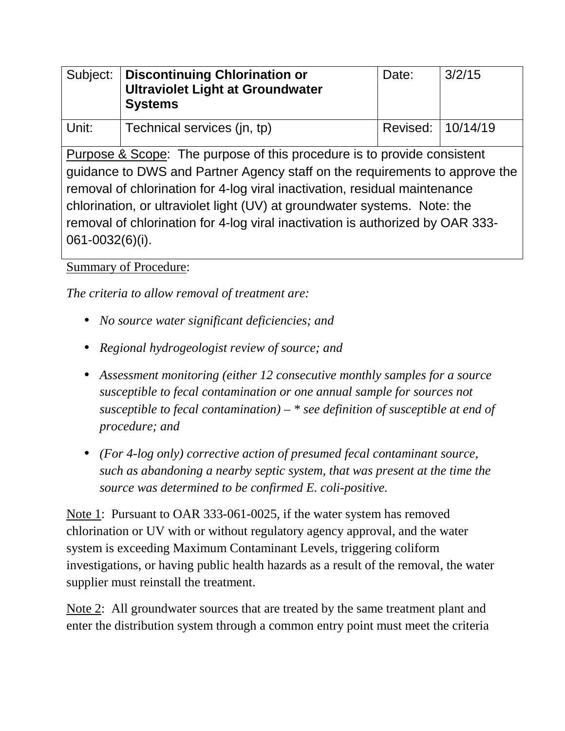| Subject: | **Discontinuing Chlorination or Ultraviolet Light at Groundwater Systems** | Date: | 3/2/15 |
| --- | --- | --- | --- |
| Unit: | Technical services (jn, tp) | Revised: | 10/14/19 |

Purpose & Scope: The purpose of this procedure is to provide consistent guidance to DWS and Partner Agency staff on the requirements to approve the removal of chlorination for 4-log viral inactivation, residual maintenance chlorination, or ultraviolet light (UV) at groundwater systems. Note: the removal of chlorination for 4-log viral inactivation is authorized by OAR 333-061-0032(6)(i).

Summary of Procedure:

*The criteria to allow removal of treatment are:*

- *No source water significant deficiencies; and*
- *Regional hydrogeologist review of source; and*
- *Assessment monitoring (either 12 consecutive monthly samples for a source susceptible to fecal contamination or one annual sample for sources not susceptible to fecal contamination) – * see definition of susceptible at end of procedure; and*
- *(For 4-log only) corrective action of presumed fecal contaminant source, such as abandoning a nearby septic system, that was present at the time the source was determined to be confirmed E. coli-positive.*

Note 1: Pursuant to OAR 333-061-0025, if the water system has removed chlorination or UV with or without regulatory agency approval, and the water system is exceeding Maximum Contaminant Levels, triggering coliform investigations, or having public health hazards as a result of the removal, the water supplier must reinstall the treatment.

Note 2: All groundwater sources that are treated by the same treatment plant and enter the distribution system through a common entry point must meet the criteria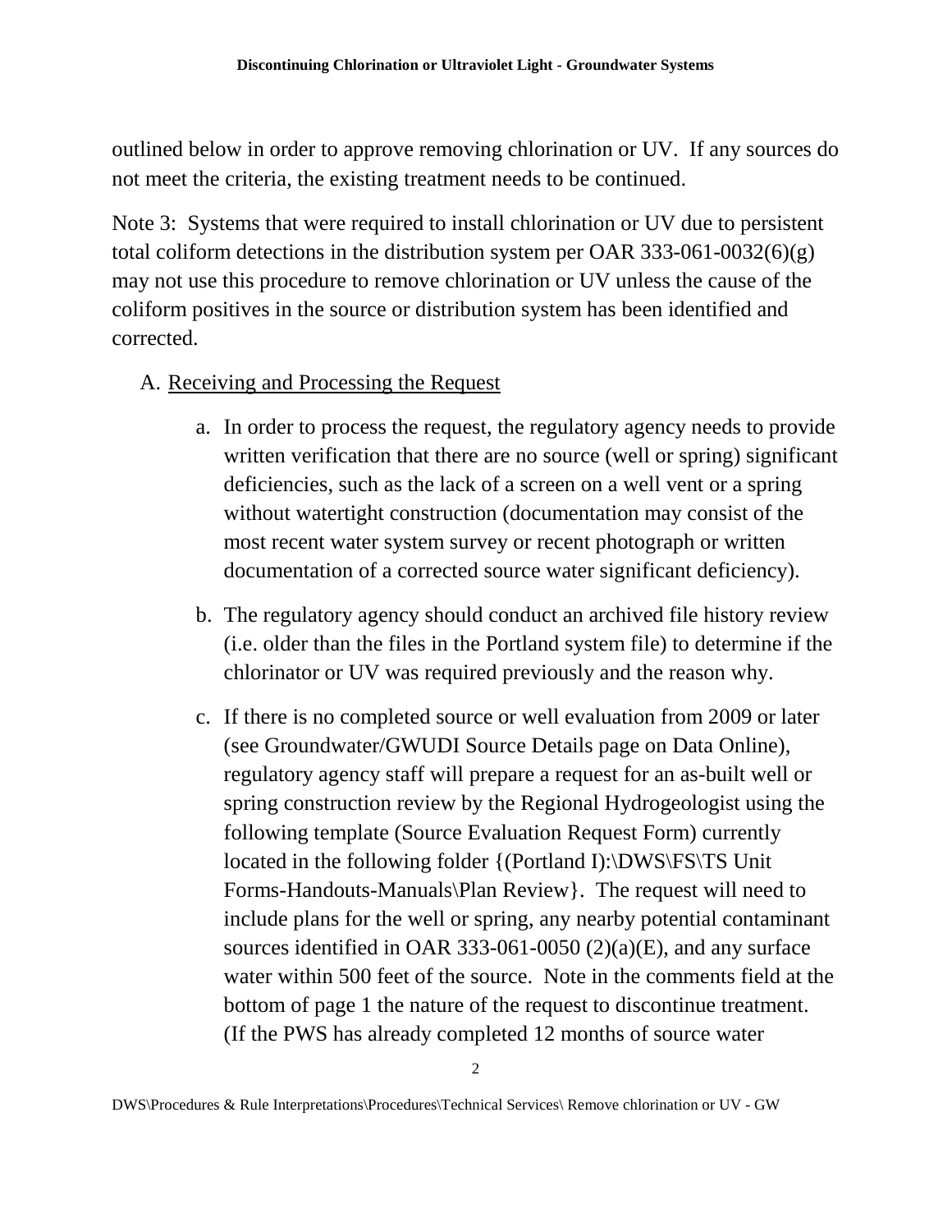outlined below in order to approve removing chlorination or UV. If any sources do not meet the criteria, the existing treatment needs to be continued.

Note 3: Systems that were required to install chlorination or UV due to persistent total coliform detections in the distribution system per OAR 333-061-0032(6)(g) may not use this procedure to remove chlorination or UV unless the cause of the coliform positives in the source or distribution system has been identified and corrected.

A. Receiving and Processing the Request

  a. In order to process the request, the regulatory agency needs to provide written verification that there are no source (well or spring) significant deficiencies, such as the lack of a screen on a well vent or a spring without watertight construction (documentation may consist of the most recent water system survey or recent photograph or written documentation of a corrected source water significant deficiency).

  b. The regulatory agency should conduct an archived file history review (i.e. older than the files in the Portland system file) to determine if the chlorinator or UV was required previously and the reason why.

  c. If there is no completed source or well evaluation from 2009 or later (see Groundwater/GWUDI Source Details page on Data Online), regulatory agency staff will prepare a request for an as-built well or spring construction review by the Regional Hydrogeologist using the following template (Source Evaluation Request Form) currently located in the following folder {(Portland I):\DWS\FS\TS Unit Forms-Handouts-Manuals\Plan Review}. The request will need to include plans for the well or spring, any nearby potential contaminant sources identified in OAR 333-061-0050 (2)(a)(E), and any surface water within 500 feet of the source. Note in the comments field at the bottom of page 1 the nature of the request to discontinue treatment. (If the PWS has already completed 12 months of source water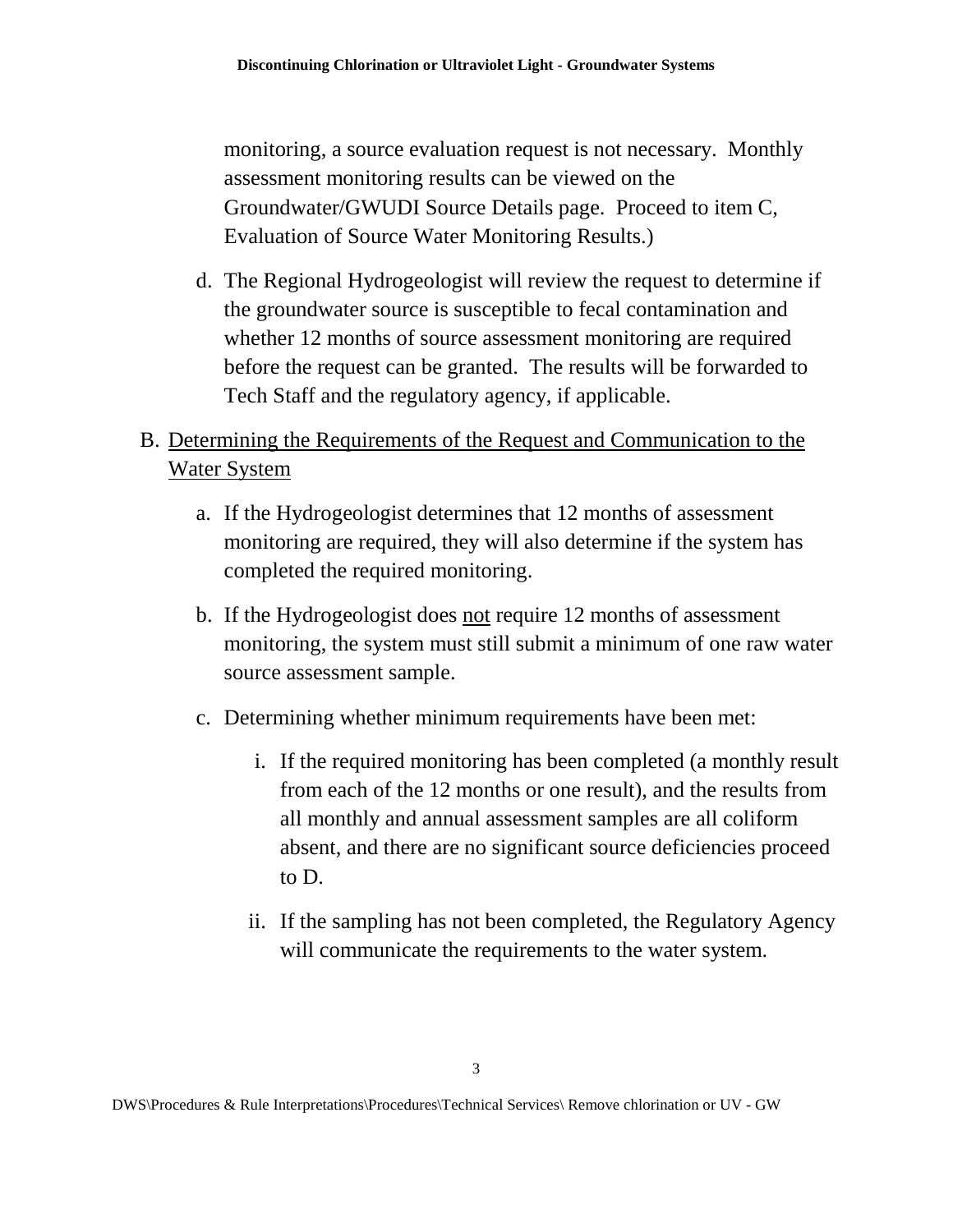monitoring, a source evaluation request is not necessary. Monthly assessment monitoring results can be viewed on the Groundwater/GWUDI Source Details page. Proceed to item C, Evaluation of Source Water Monitoring Results.)

d. The Regional Hydrogeologist will review the request to determine if the groundwater source is susceptible to fecal contamination and whether 12 months of source assessment monitoring are required before the request can be granted. The results will be forwarded to Tech Staff and the regulatory agency, if applicable.

B. <u>Determining the Requirements of the Request and Communication to the Water System</u>

   a. If the Hydrogeologist determines that 12 months of assessment monitoring are required, they will also determine if the system has completed the required monitoring.

   b. If the Hydrogeologist does <u>not</u> require 12 months of assessment monitoring, the system must still submit a minimum of one raw water source assessment sample.

   c. Determining whether minimum requirements have been met:

      i. If the required monitoring has been completed (a monthly result from each of the 12 months or one result), and the results from all monthly and annual assessment samples are all coliform absent, and there are no significant source deficiencies proceed to D.

      ii. If the sampling has not been completed, the Regulatory Agency will communicate the requirements to the water system.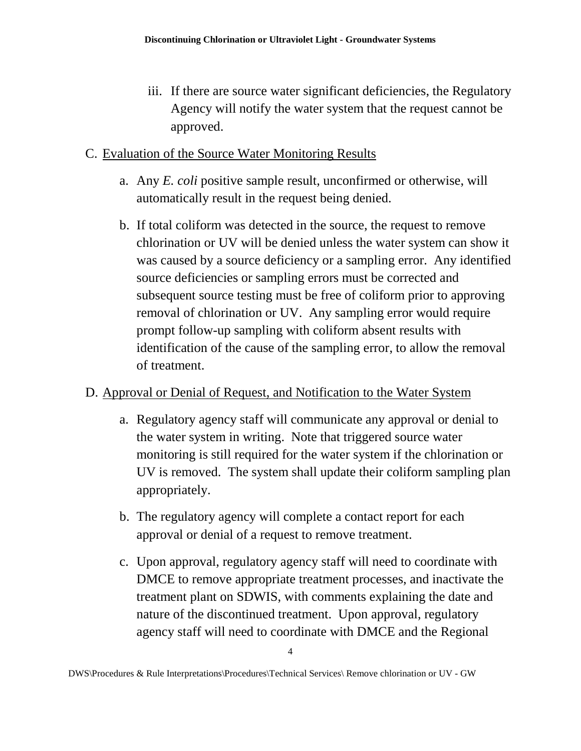iii. If there are source water significant deficiencies, the Regulatory Agency will notify the water system that the request cannot be approved.

C. <u>Evaluation of the Source Water Monitoring Results</u>

a. Any *E. coli* positive sample result, unconfirmed or otherwise, will automatically result in the request being denied.

b. If total coliform was detected in the source, the request to remove chlorination or UV will be denied unless the water system can show it was caused by a source deficiency or a sampling error. Any identified source deficiencies or sampling errors must be corrected and subsequent source testing must be free of coliform prior to approving removal of chlorination or UV. Any sampling error would require prompt follow-up sampling with coliform absent results with identification of the cause of the sampling error, to allow the removal of treatment.

D. <u>Approval or Denial of Request, and Notification to the Water System</u>

a. Regulatory agency staff will communicate any approval or denial to the water system in writing. Note that triggered source water monitoring is still required for the water system if the chlorination or UV is removed. The system shall update their coliform sampling plan appropriately.

b. The regulatory agency will complete a contact report for each approval or denial of a request to remove treatment.

c. Upon approval, regulatory agency staff will need to coordinate with DMCE to remove appropriate treatment processes, and inactivate the treatment plant on SDWIS, with comments explaining the date and nature of the discontinued treatment. Upon approval, regulatory agency staff will need to coordinate with DMCE and the Regional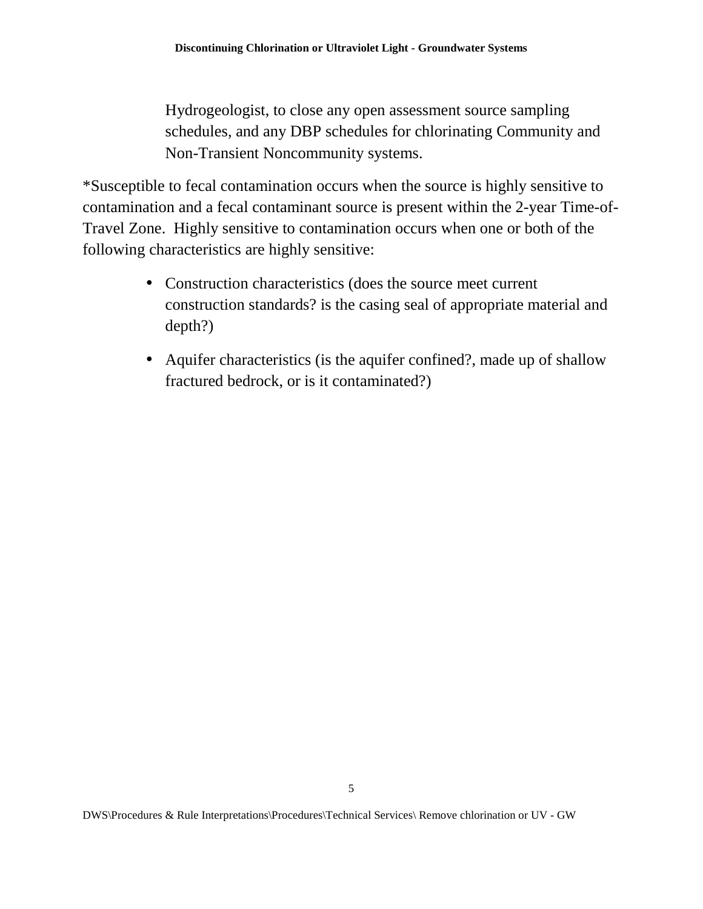Hydrogeologist, to close any open assessment source sampling schedules, and any DBP schedules for chlorinating Community and Non-Transient Noncommunity systems.

*Susceptible to fecal contamination occurs when the source is highly sensitive to contamination and a fecal contaminant source is present within the 2-year Time-of-Travel Zone.  Highly sensitive to contamination occurs when one or both of the following characteristics are highly sensitive:

- Construction characteristics (does the source meet current construction standards? is the casing seal of appropriate material and depth?)
- Aquifer characteristics (is the aquifer confined?, made up of shallow fractured bedrock, or is it contaminated?)